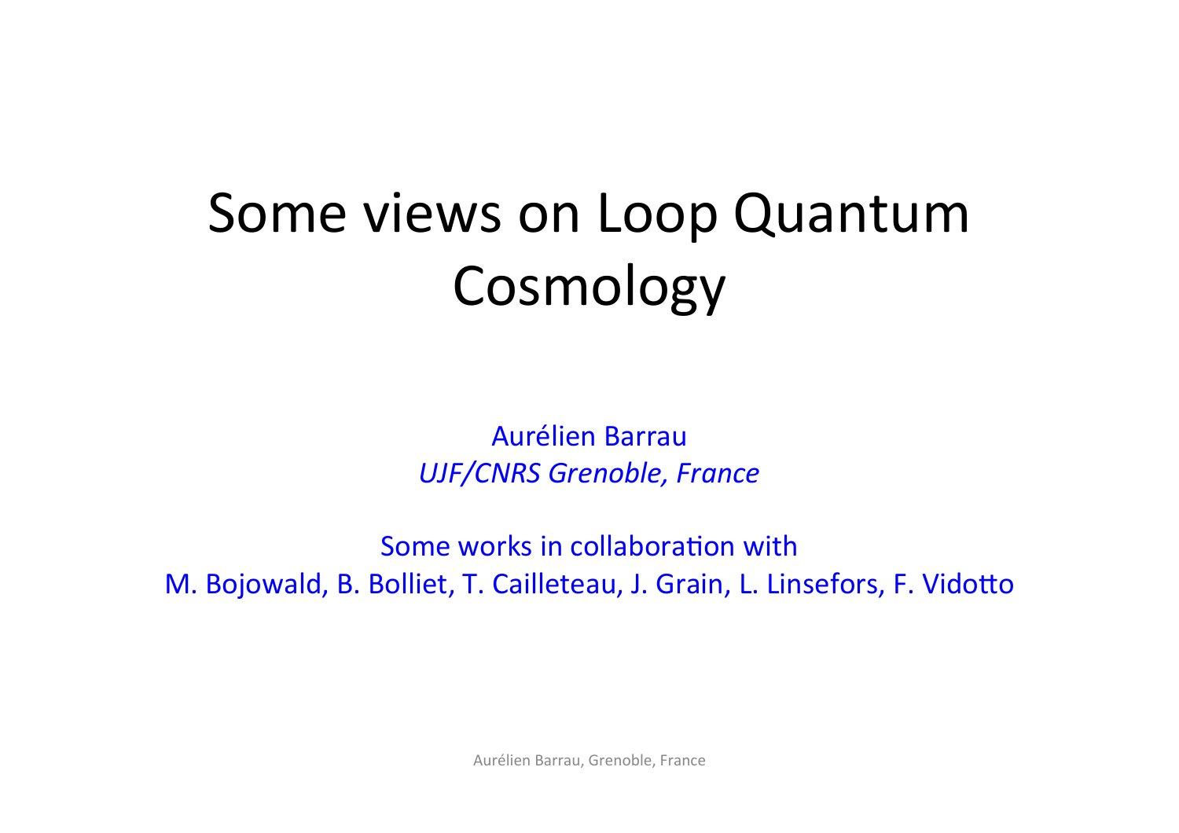# Some views on Loop Quantum Cosmology

Aurélien Barrau

*UJF/CNRS Grenoble, France*

Some works in collaboration with

M. Bojowald, B. Bolliet, T. Cailleteau, J. Grain, L. Linsefors, F. Vidotto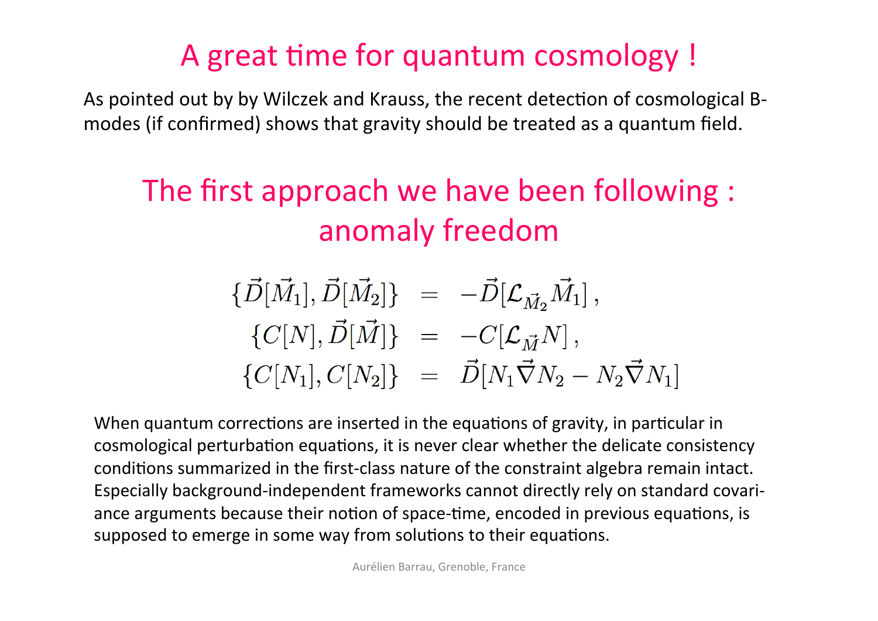# A great time for quantum cosmology !

As pointed out by by Wilczek and Krauss, the recent detection of cosmological B-modes (if confirmed) shows that gravity should be treated as a quantum field.

## The first approach we have been following : anomaly freedom

$$
\begin{aligned}
\{\vec{D}[\vec{M}_1], \vec{D}[\vec{M}_2]\} &= -\vec{D}[\mathcal{L}_{\vec{M}_2}\vec{M}_1]\,, \\
\{C[N], \vec{D}[\vec{M}]\} &= -C[\mathcal{L}_{\vec{M}}N]\,, \\
\{C[N_1], C[N_2]\} &= \vec{D}[N_1\vec{\nabla}N_2 - N_2\vec{\nabla}N_1]
\end{aligned}
$$

When quantum corrections are inserted in the equations of gravity, in particular in cosmological perturbation equations, it is never clear whether the delicate consistency conditions summarized in the first-class nature of the constraint algebra remain intact. Especially background-independent frameworks cannot directly rely on standard covariance arguments because their notion of space-time, encoded in previous equations, is supposed to emerge in some way from solutions to their equations.

Aurélien Barrau, Grenoble, France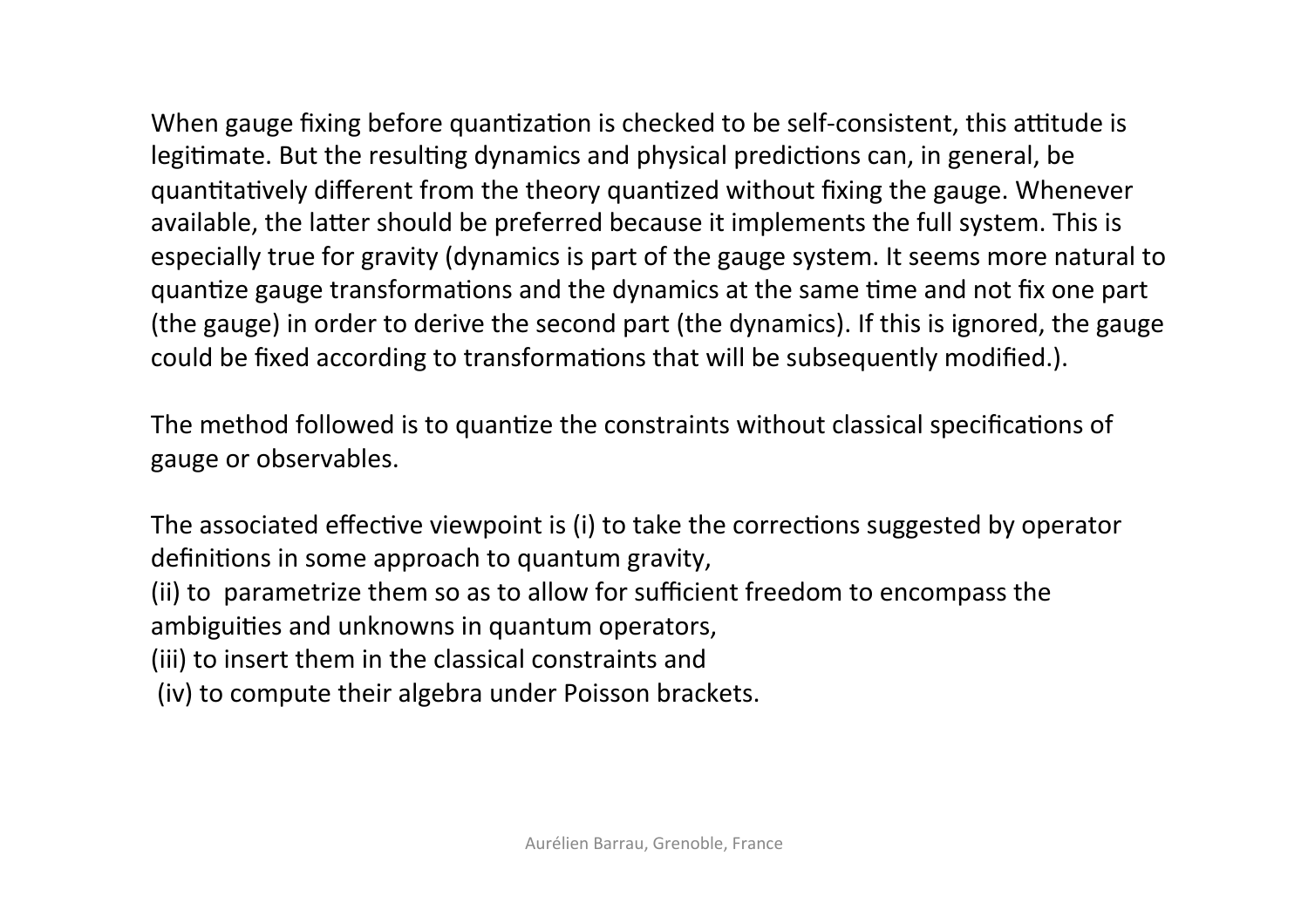When gauge fixing before quantization is checked to be self-consistent, this attitude is legitimate. But the resulting dynamics and physical predictions can, in general, be quantitatively different from the theory quantized without fixing the gauge. Whenever available, the latter should be preferred because it implements the full system. This is especially true for gravity (dynamics is part of the gauge system. It seems more natural to quantize gauge transformations and the dynamics at the same time and not fix one part (the gauge) in order to derive the second part (the dynamics). If this is ignored, the gauge could be fixed according to transformations that will be subsequently modified.).

The method followed is to quantize the constraints without classical specifications of gauge or observables.

The associated effective viewpoint is (i) to take the corrections suggested by operator definitions in some approach to quantum gravity,
(ii) to parametrize them so as to allow for sufficient freedom to encompass the ambiguities and unknowns in quantum operators,
(iii) to insert them in the classical constraints and
(iv) to compute their algebra under Poisson brackets.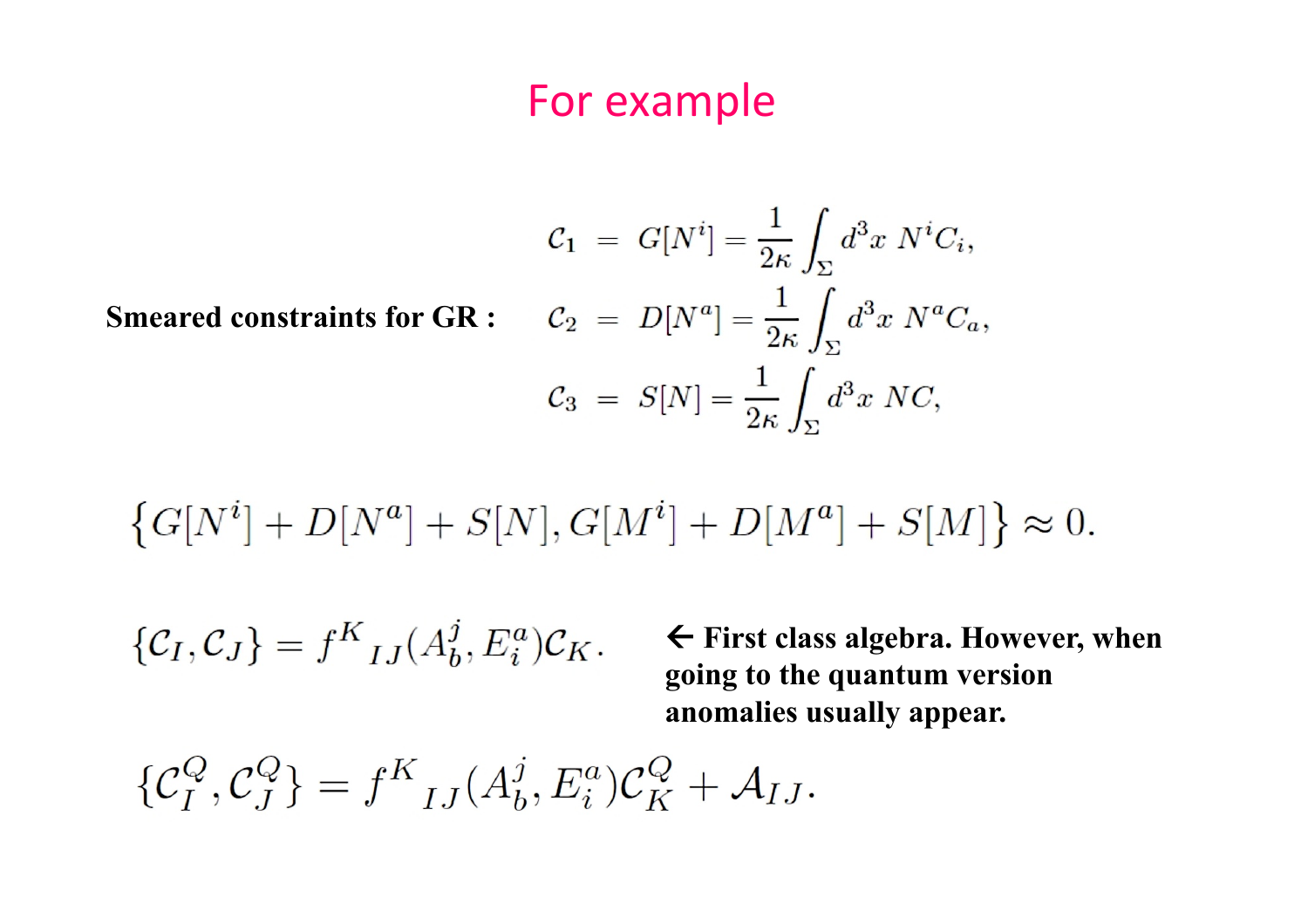# For example

**Smeared constraints for GR :**

$$
\begin{aligned}
\mathcal{C}_1 &= G[N^i] = \frac{1}{2\kappa}\int_\Sigma d^3x \; N^i C_i, \\
\mathcal{C}_2 &= D[N^a] = \frac{1}{2\kappa}\int_\Sigma d^3x \; N^a C_a, \\
\mathcal{C}_3 &= S[N] = \frac{1}{2\kappa}\int_\Sigma d^3x \; N C,
\end{aligned}
$$

$$
\{G[N^i] + D[N^a] + S[N], G[M^i] + D[M^a] + S[M]\} \approx 0.
$$

$$
\{\mathcal{C}_I, \mathcal{C}_J\} = f^K{}_{IJ}(A^j_b, E^a_i)\mathcal{C}_K.
$$

← **First class algebra. However, when going to the quantum version anomalies usually appear.**

$$
\{\mathcal{C}^Q_I, \mathcal{C}^Q_J\} = f^K{}_{IJ}(A^j_b, E^a_i)\mathcal{C}^Q_K + \mathcal{A}_{IJ}.
$$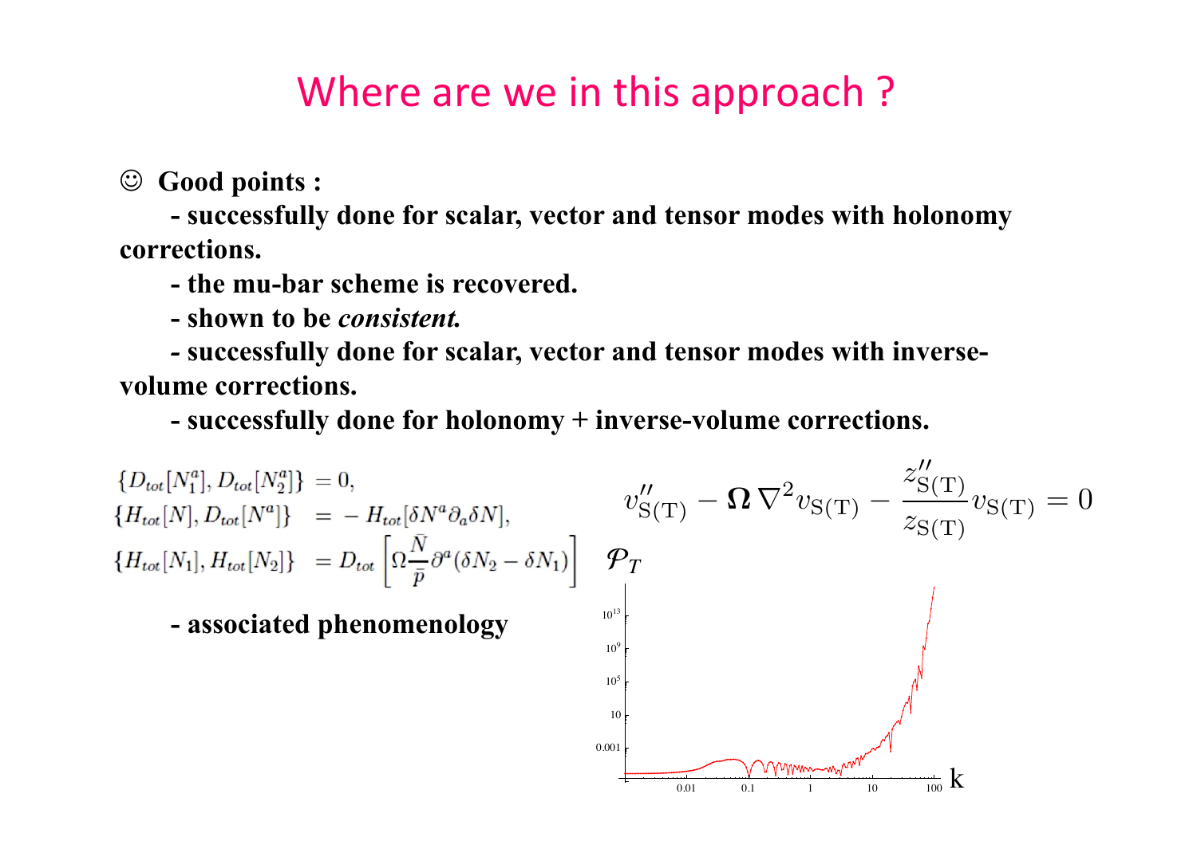# Where are we in this approach ?

☺ **Good points :**

**- successfully done for scalar, vector and tensor modes with holonomy corrections.**

**- the mu-bar scheme is recovered.**

**- shown to be *consistent.***

**- successfully done for scalar, vector and tensor modes with inverse-volume corrections.**

**- successfully done for holonomy + inverse-volume corrections.**

$$
\begin{aligned}
\{D_{tot}[N_1^a], D_{tot}[N_2^a]\} &= 0, \\
\{H_{tot}[N], D_{tot}[N^a]\} &= -H_{tot}[\delta N^a \partial_a \delta N], \\
\{H_{tot}[N_1], H_{tot}[N_2]\} &= D_{tot}\left[\Omega \frac{\bar{N}}{\bar{p}} \partial^a (\delta N_2 - \delta N_1)\right]
\end{aligned}
$$

$$
v''_{\mathrm{S(T)}} - \mathbf{\Omega}\, \nabla^2 v_{\mathrm{S(T)}} - \frac{z''_{\mathrm{S(T)}}}{z_{\mathrm{S(T)}}} v_{\mathrm{S(T)}} = 0
$$

**- associated phenomenology**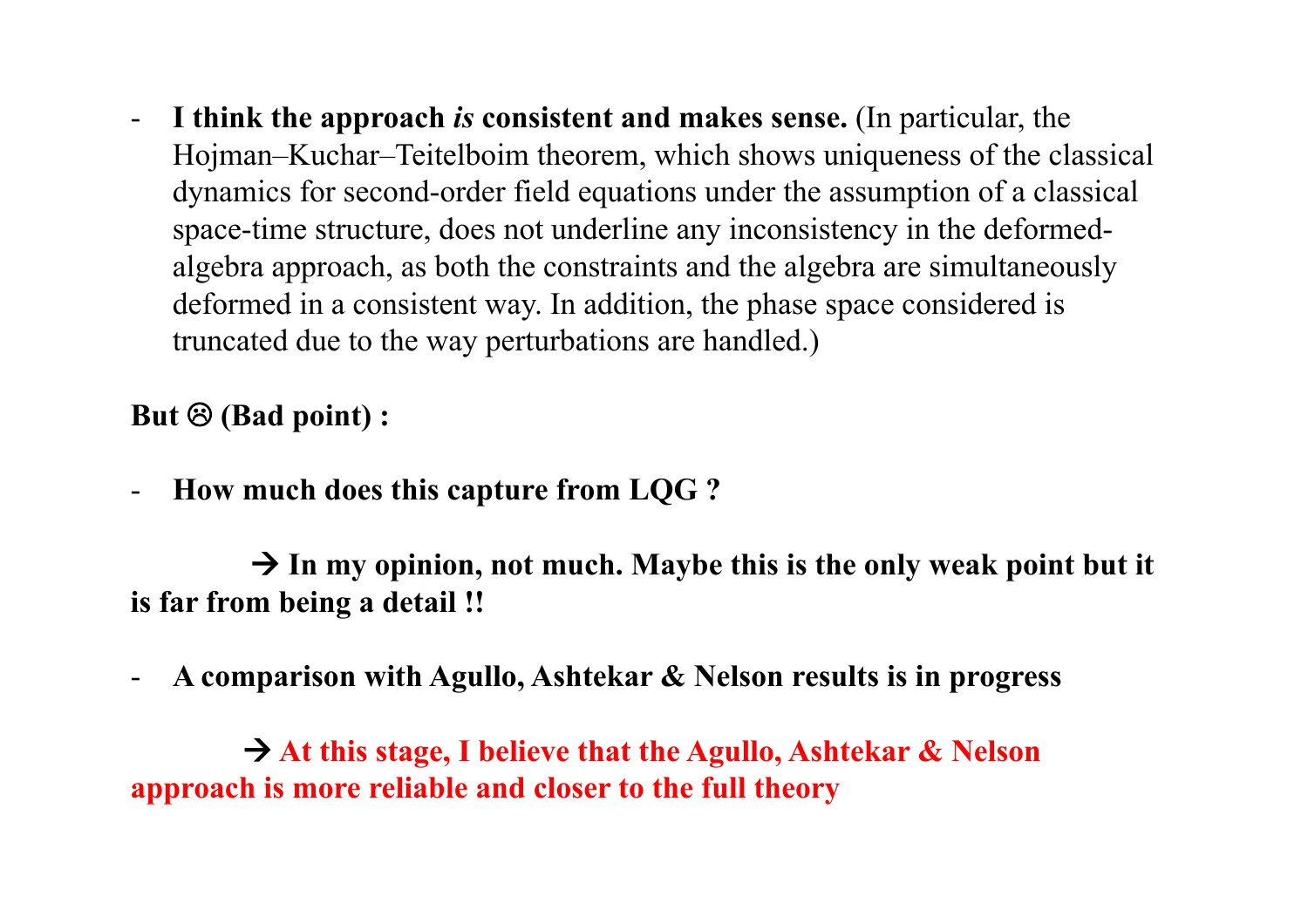- **I think the approach *is* consistent and makes sense.** (In particular, the Hojman–Kuchar–Teitelboim theorem, which shows uniqueness of the classical dynamics for second-order field equations under the assumption of a classical space-time structure, does not underline any inconsistency in the deformed-algebra approach, as both the constraints and the algebra are simultaneously deformed in a consistent way. In addition, the phase space considered is truncated due to the way perturbations are handled.)

**But ☹ (Bad point) :**

- **How much does this capture from LQG ?**

  **→ In my opinion, not much. Maybe this is the only weak point but it is far from being a detail !!**

- **A comparison with Agullo, Ashtekar & Nelson results is in progress**

  **→ At this stage, I believe that the Agullo, Ashtekar & Nelson approach is more reliable and closer to the full theory**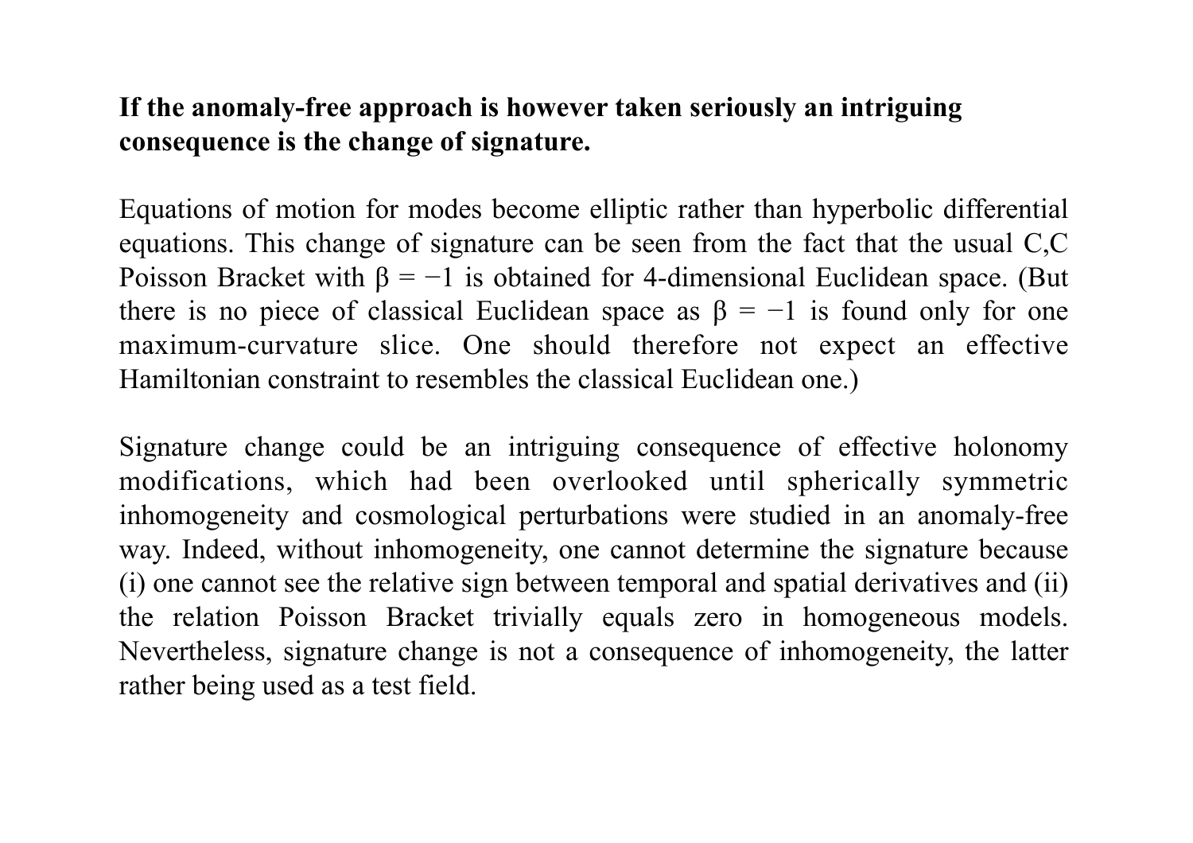**If the anomaly-free approach is however taken seriously an intriguing consequence is the change of signature.**

Equations of motion for modes become elliptic rather than hyperbolic differential equations. This change of signature can be seen from the fact that the usual C,C Poisson Bracket with $\beta = -1$ is obtained for 4-dimensional Euclidean space. (But there is no piece of classical Euclidean space as $\beta = -1$ is found only for one maximum-curvature slice. One should therefore not expect an effective Hamiltonian constraint to resembles the classical Euclidean one.)

Signature change could be an intriguing consequence of effective holonomy modifications, which had been overlooked until spherically symmetric inhomogeneity and cosmological perturbations were studied in an anomaly-free way. Indeed, without inhomogeneity, one cannot determine the signature because (i) one cannot see the relative sign between temporal and spatial derivatives and (ii) the relation Poisson Bracket trivially equals zero in homogeneous models. Nevertheless, signature change is not a consequence of inhomogeneity, the latter rather being used as a test field.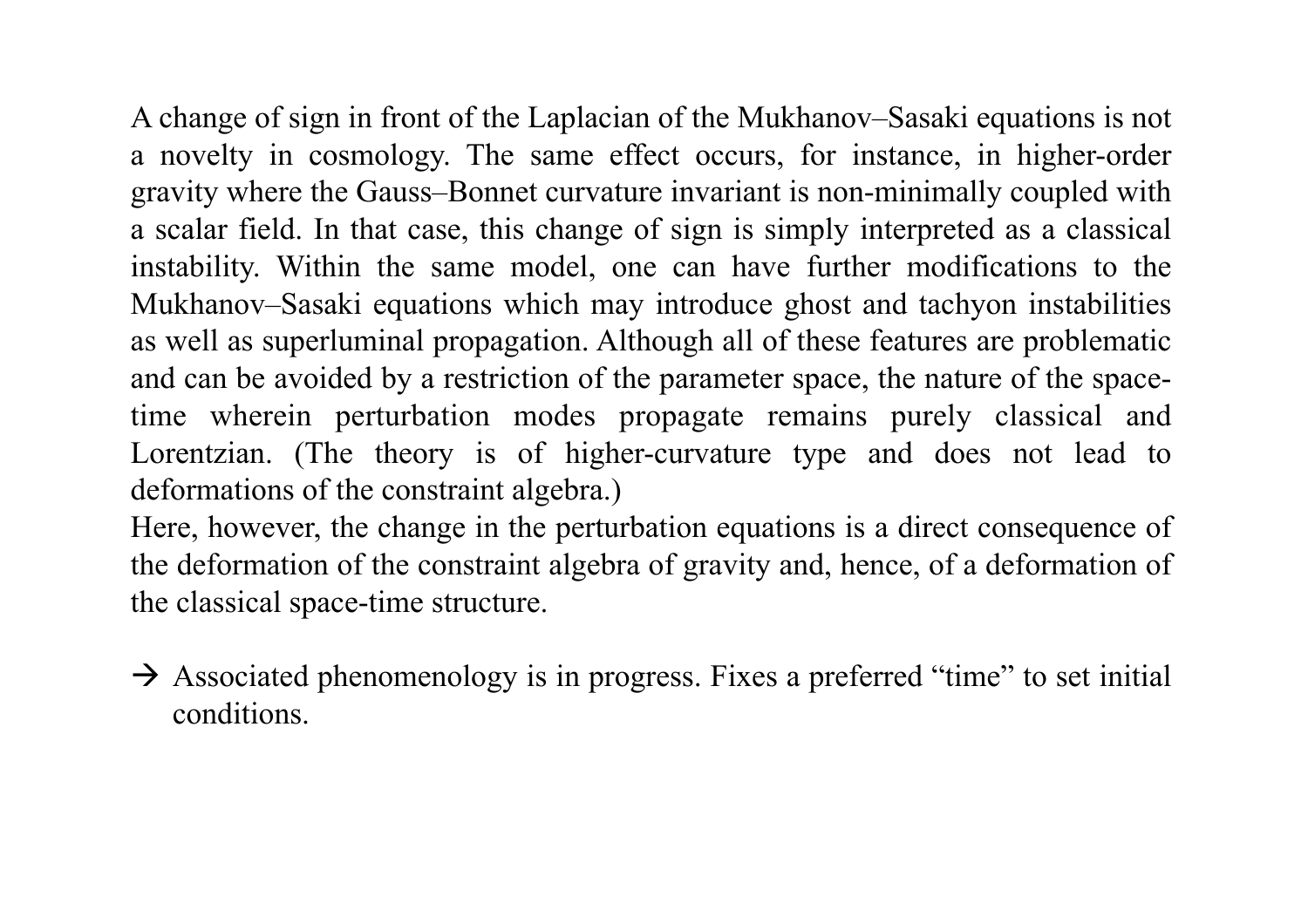A change of sign in front of the Laplacian of the Mukhanov–Sasaki equations is not a novelty in cosmology. The same effect occurs, for instance, in higher-order gravity where the Gauss–Bonnet curvature invariant is non-minimally coupled with a scalar field. In that case, this change of sign is simply interpreted as a classical instability. Within the same model, one can have further modifications to the Mukhanov–Sasaki equations which may introduce ghost and tachyon instabilities as well as superluminal propagation. Although all of these features are problematic and can be avoided by a restriction of the parameter space, the nature of the space-time wherein perturbation modes propagate remains purely classical and Lorentzian. (The theory is of higher-curvature type and does not lead to deformations of the constraint algebra.)

Here, however, the change in the perturbation equations is a direct consequence of the deformation of the constraint algebra of gravity and, hence, of a deformation of the classical space-time structure.

→ Associated phenomenology is in progress. Fixes a preferred "time" to set initial conditions.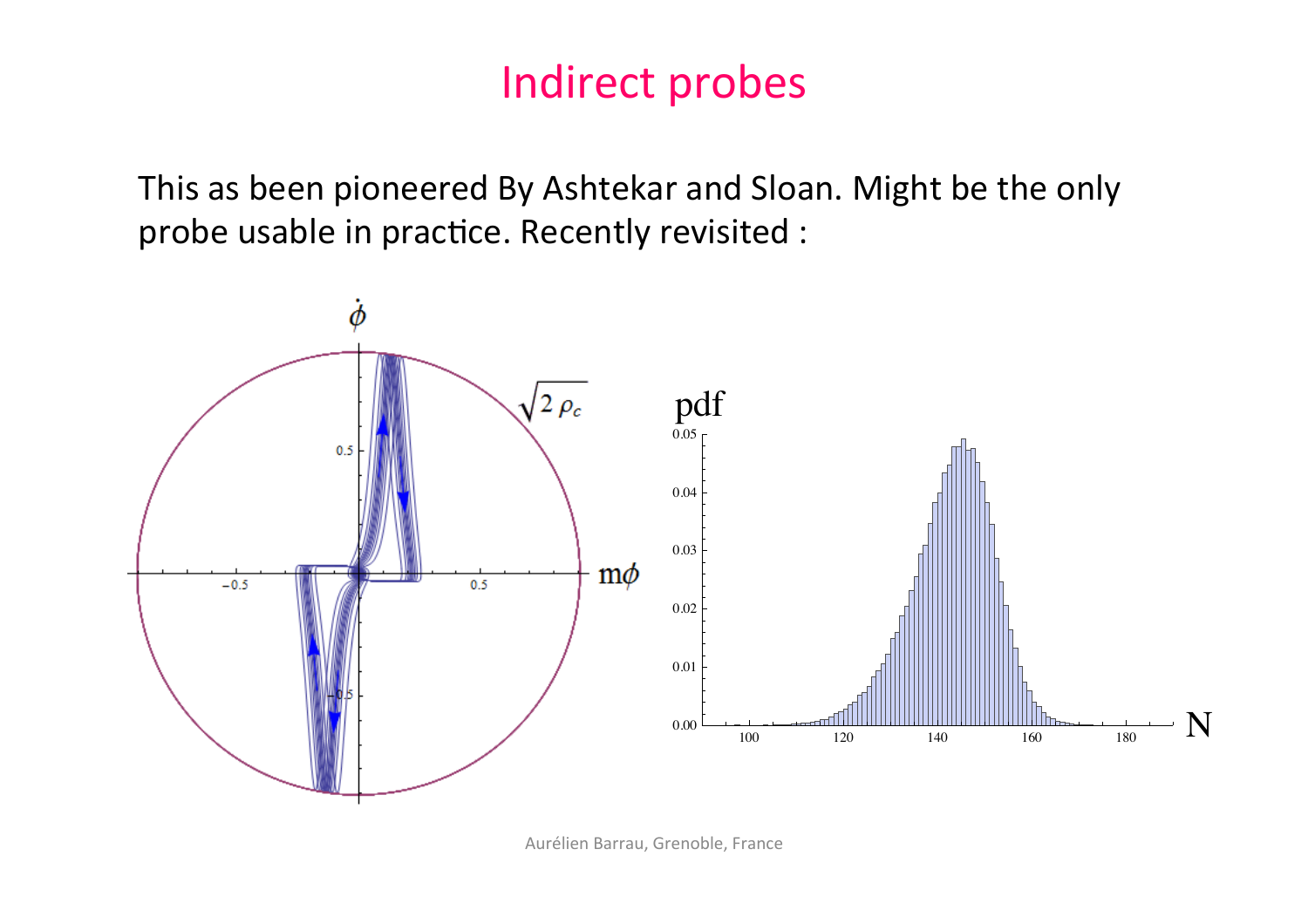# Indirect probes

This as been pioneered By Ashtekar and Sloan. Might be the only probe usable in practice. Recently revisited :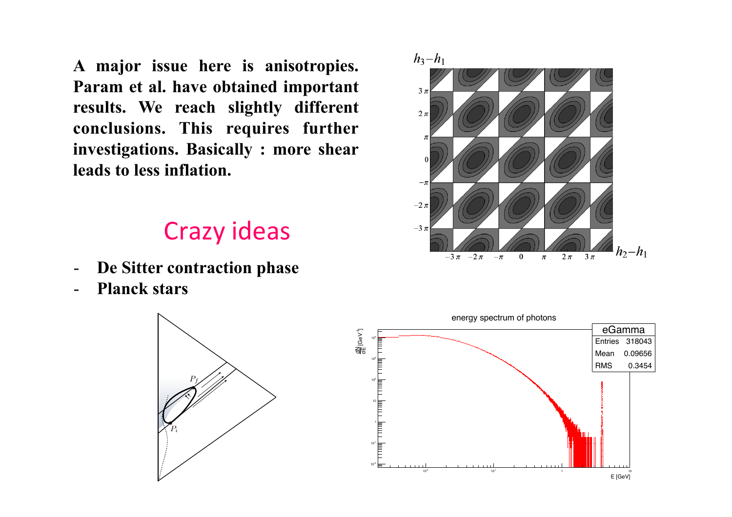**A major issue here is anisotropies. Param et al. have obtained important results. We reach slightly different conclusions. This requires further investigations. Basically : more shear leads to less inflation.**

## Crazy ideas

- **De Sitter contraction phase**
- **Planck stars**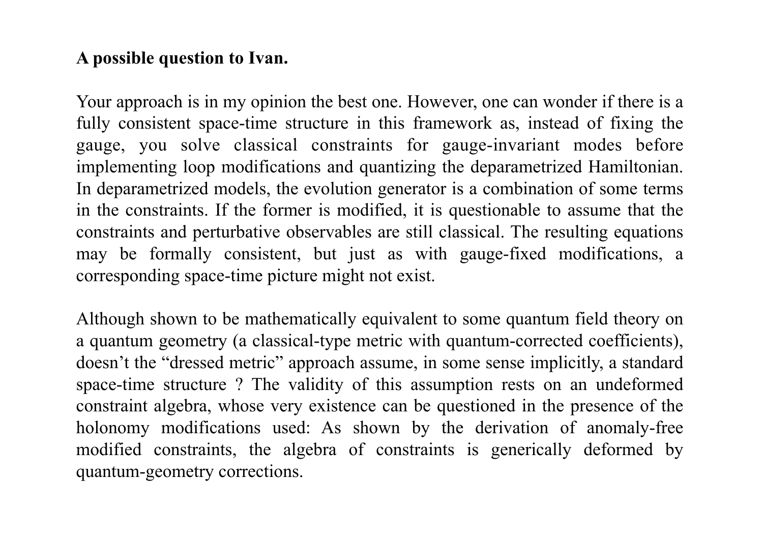**A possible question to Ivan.**

Your approach is in my opinion the best one. However, one can wonder if there is a fully consistent space-time structure in this framework as, instead of fixing the gauge, you solve classical constraints for gauge-invariant modes before implementing loop modifications and quantizing the deparametrized Hamiltonian. In deparametrized models, the evolution generator is a combination of some terms in the constraints. If the former is modified, it is questionable to assume that the constraints and perturbative observables are still classical. The resulting equations may be formally consistent, but just as with gauge-fixed modifications, a corresponding space-time picture might not exist.

Although shown to be mathematically equivalent to some quantum field theory on a quantum geometry (a classical-type metric with quantum-corrected coefficients), doesn't the "dressed metric" approach assume, in some sense implicitly, a standard space-time structure ? The validity of this assumption rests on an undeformed constraint algebra, whose very existence can be questioned in the presence of the holonomy modifications used: As shown by the derivation of anomaly-free modified constraints, the algebra of constraints is generically deformed by quantum-geometry corrections.